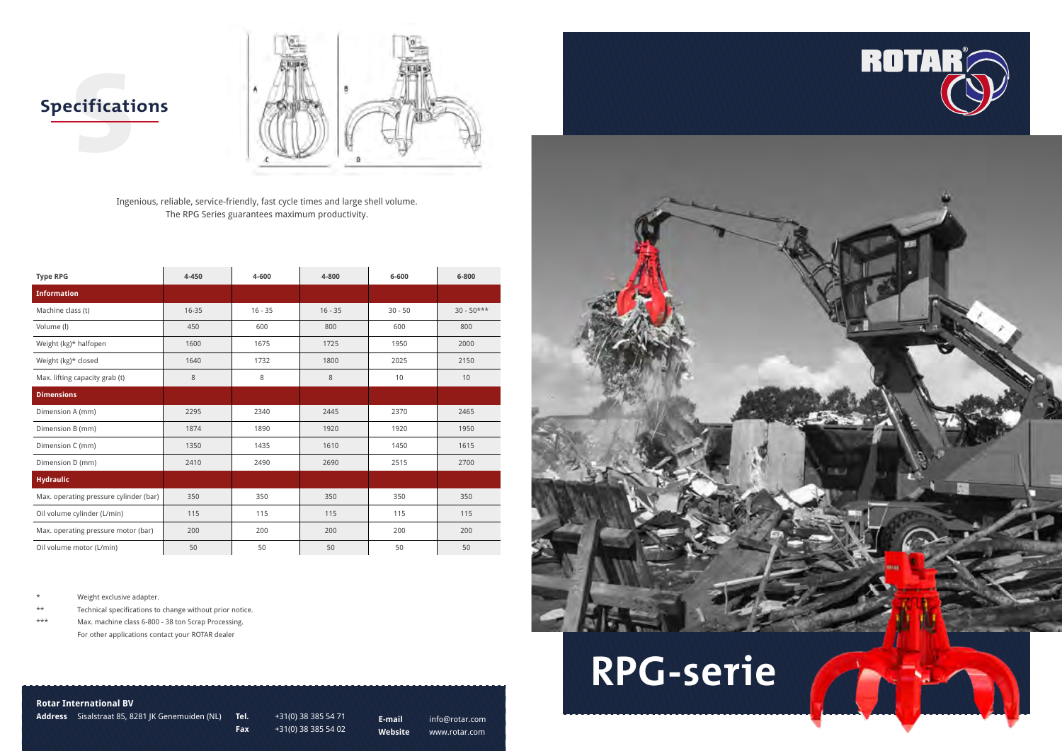## Specifications

Ingenious, reliable, service-friendly, fast cycle times and large shell volume.
The RPG Series guarantees maximum productivity.

| Type RPG | 4-450 | 4-600 | 4-800 | 6-600 | 6-800 |
|---|---|---|---|---|---|
| **Information** | | | | | |
| Machine class (t) | 16-35 | 16 - 35 | 16 - 35 | 30 - 50 | 30 - 50*** |
| Volume (l) | 450 | 600 | 800 | 600 | 800 |
| Weight (kg)* halfopen | 1600 | 1675 | 1725 | 1950 | 2000 |
| Weight (kg)* closed | 1640 | 1732 | 1800 | 2025 | 2150 |
| Max. lifting capacity grab (t) | 8 | 8 | 8 | 10 | 10 |
| **Dimensions** | | | | | |
| Dimension A (mm) | 2295 | 2340 | 2445 | 2370 | 2465 |
| Dimension B (mm) | 1874 | 1890 | 1920 | 1920 | 1950 |
| Dimension C (mm) | 1350 | 1435 | 1610 | 1450 | 1615 |
| Dimension D (mm) | 2410 | 2490 | 2690 | 2515 | 2700 |
| **Hydraulic** | | | | | |
| Max. operating pressure cylinder (bar) | 350 | 350 | 350 | 350 | 350 |
| Oil volume cylinder (L/min) | 115 | 115 | 115 | 115 | 115 |
| Max. operating pressure motor (bar) | 200 | 200 | 200 | 200 | 200 |
| Oil volume motor (L/min) | 50 | 50 | 50 | 50 | 50 |

\* Weight exclusive adapter.
\** Technical specifications to change without prior notice.
\*** Max. machine class 6-800 - 38 ton Scrap Processing. For other applications contact your ROTAR dealer

**Rotar International BV**
**Address** Sisalstraat 85, 8281 JK Genemuiden (NL)
**Tel.** +31(0) 38 385 54 71
**Fax** +31(0) 38 385 54 02
**E-mail** info@rotar.com
**Website** www.rotar.com

ROTAR®

# RPG-serie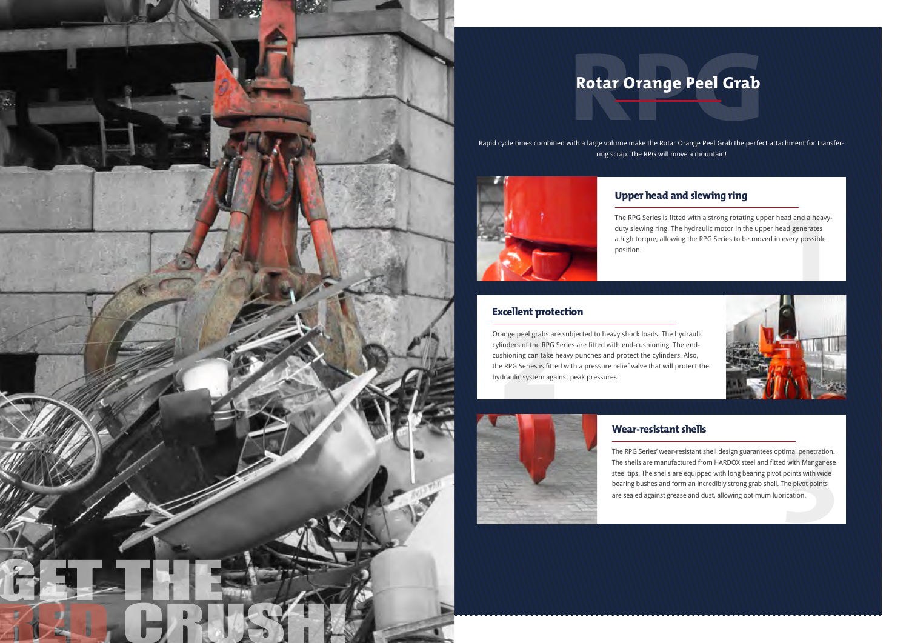# Rotar Orange Peel Grab

Rapid cycle times combined with a large volume make the Rotar Orange Peel Grab the perfect attachment for transferring scrap. The RPG will move a mountain!

## Upper head and slewing ring

The RPG Series is fitted with a strong rotating upper head and a heavy-duty slewing ring. The hydraulic motor in the upper head generates a high torque, allowing the RPG Series to be moved in every possible position.

## Excellent protection

Orange peel grabs are subjected to heavy shock loads. The hydraulic cylinders of the RPG Series are fitted with end-cushioning. The end-cushioning can take heavy punches and protect the cylinders. Also, the RPG Series is fitted with a pressure relief valve that will protect the hydraulic system against peak pressures.

## Wear-resistant shells

The RPG Series' wear-resistant shell design guarantees optimal penetration. The shells are manufactured from HARDOX steel and fitted with Manganese steel tips. The shells are equipped with long bearing pivot points with wide bearing bushes and form an incredibly strong grab shell. The pivot points are sealed against grease and dust, allowing optimum lubrication.

GET THE RED CRUSH!